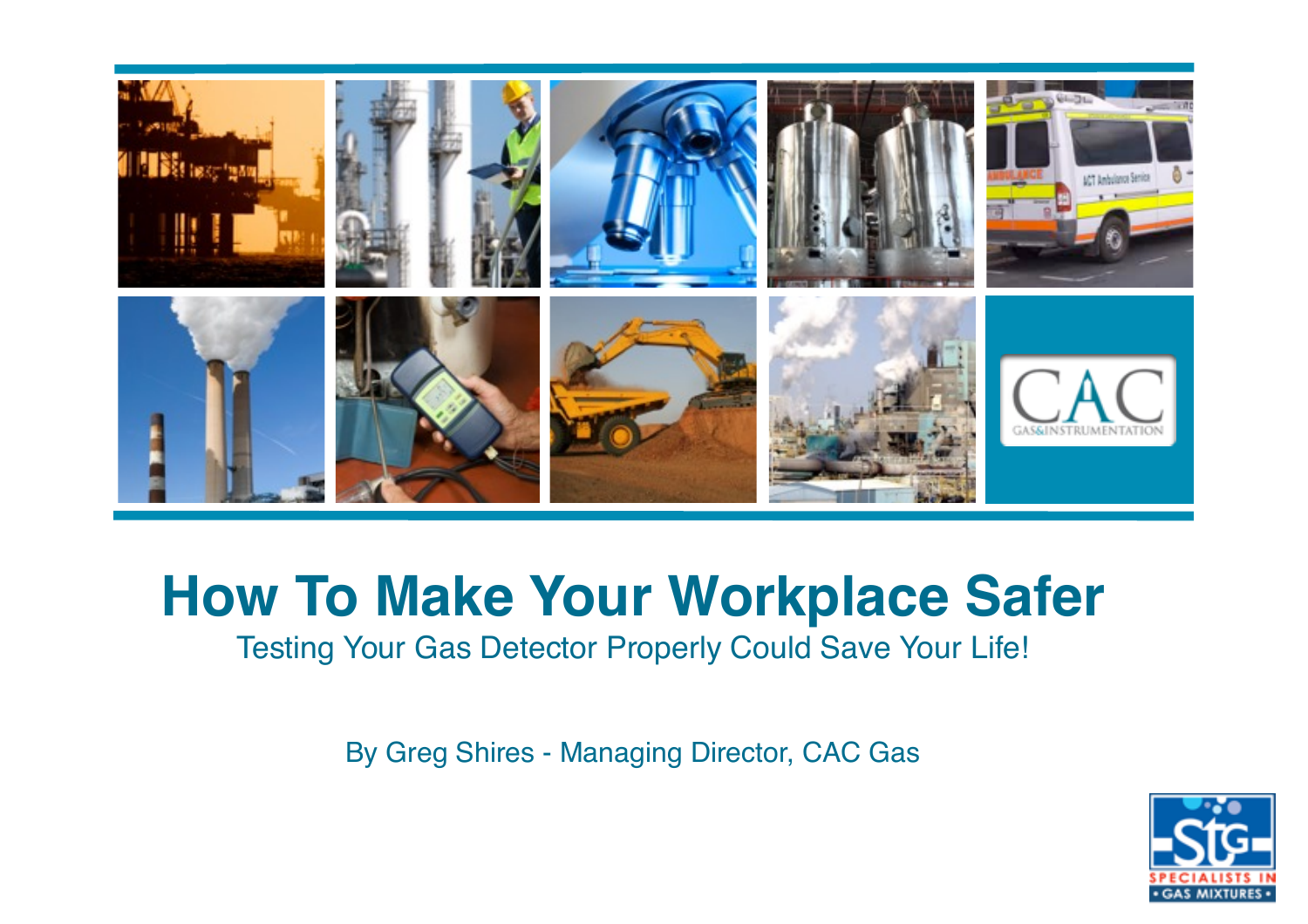# How To Make Your Workplace Safer

Testing Your Gas Detector Properly Could Save Your Life!

By Greg Shires - Managing Director, CAC Gas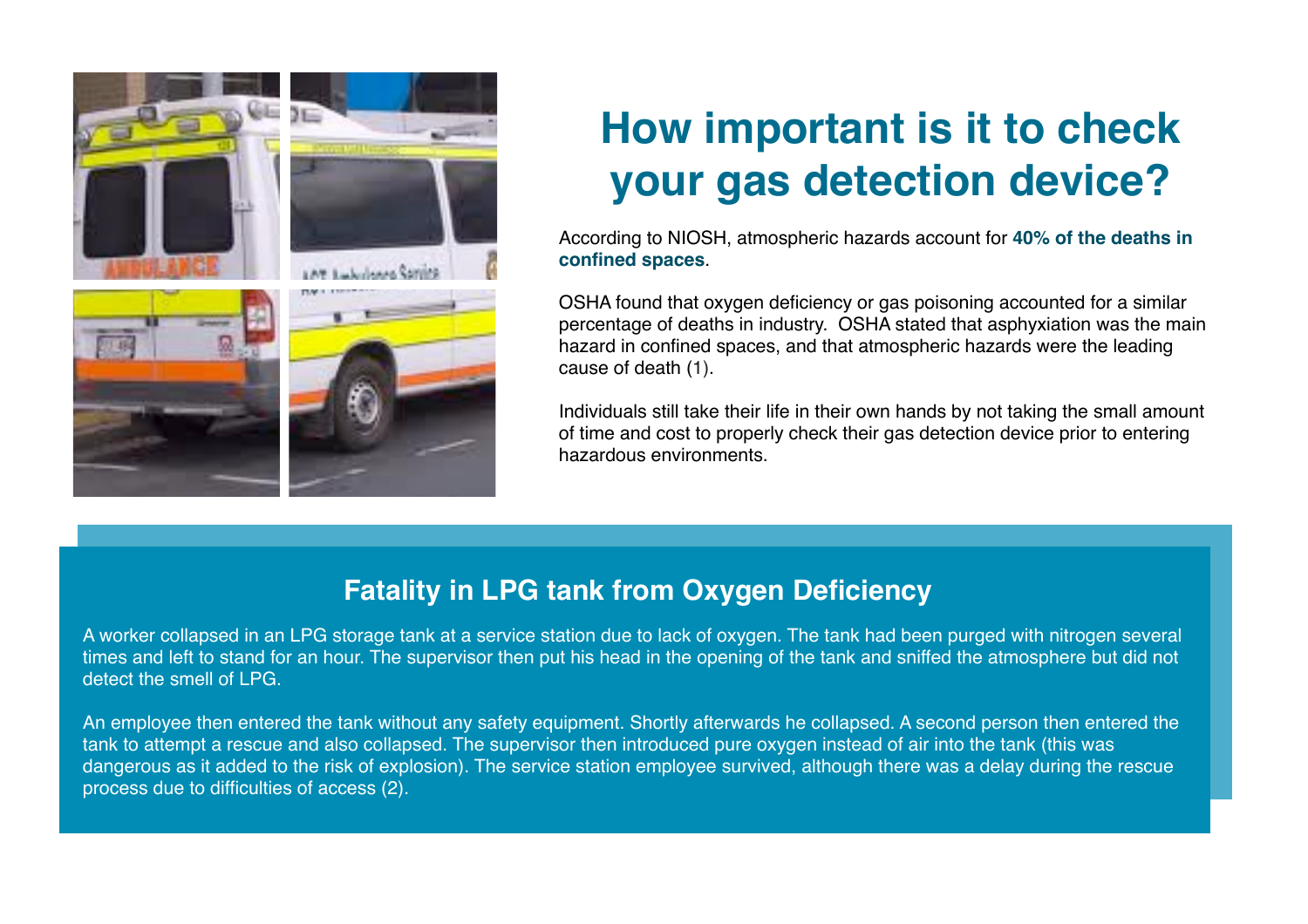# How important is it to check your gas detection device?

According to NIOSH, atmospheric hazards account for **40% of the deaths in confined spaces**.

OSHA found that oxygen deficiency or gas poisoning accounted for a similar percentage of deaths in industry. OSHA stated that asphyxiation was the main hazard in confined spaces, and that atmospheric hazards were the leading cause of death (1).

Individuals still take their life in their own hands by not taking the small amount of time and cost to properly check their gas detection device prior to entering hazardous environments.

## Fatality in LPG tank from Oxygen Deficiency

A worker collapsed in an LPG storage tank at a service station due to lack of oxygen. The tank had been purged with nitrogen several times and left to stand for an hour. The supervisor then put his head in the opening of the tank and sniffed the atmosphere but did not detect the smell of LPG.

An employee then entered the tank without any safety equipment. Shortly afterwards he collapsed. A second person then entered the tank to attempt a rescue and also collapsed. The supervisor then introduced pure oxygen instead of air into the tank (this was dangerous as it added to the risk of explosion). The service station employee survived, although there was a delay during the rescue process due to difficulties of access (2).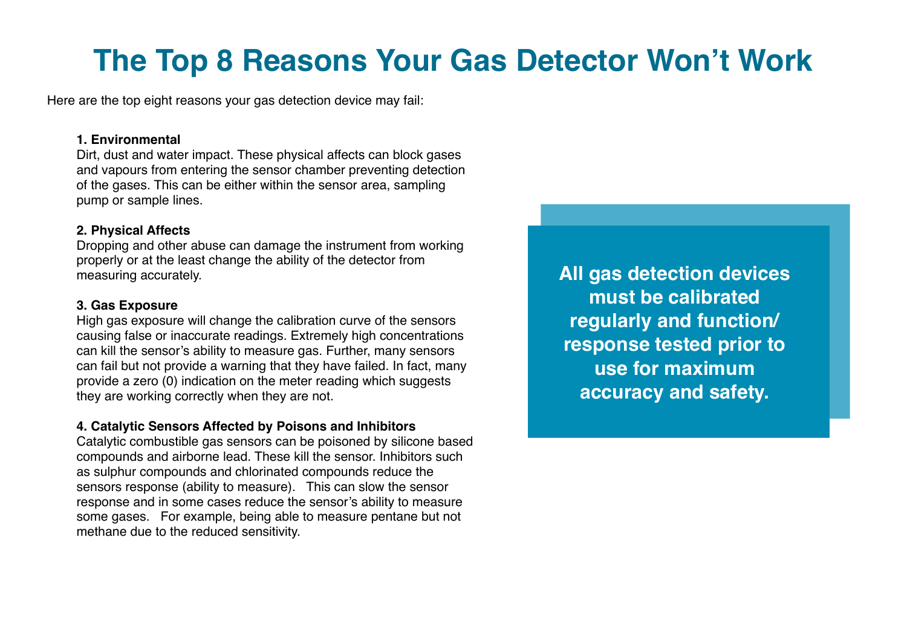# The Top 8 Reasons Your Gas Detector Won't Work

Here are the top eight reasons your gas detection device may fail:

**1. Environmental**
Dirt, dust and water impact. These physical affects can block gases and vapours from entering the sensor chamber preventing detection of the gases. This can be either within the sensor area, sampling pump or sample lines.

**2. Physical Affects**
Dropping and other abuse can damage the instrument from working properly or at the least change the ability of the detector from measuring accurately.

**3. Gas Exposure**
High gas exposure will change the calibration curve of the sensors causing false or inaccurate readings. Extremely high concentrations can kill the sensor's ability to measure gas. Further, many sensors can fail but not provide a warning that they have failed. In fact, many provide a zero (0) indication on the meter reading which suggests they are working correctly when they are not.

**4. Catalytic Sensors Affected by Poisons and Inhibitors**
Catalytic combustible gas sensors can be poisoned by silicone based compounds and airborne lead. These kill the sensor. Inhibitors such as sulphur compounds and chlorinated compounds reduce the sensors response (ability to measure). This can slow the sensor response and in some cases reduce the sensor's ability to measure some gases. For example, being able to measure pentane but not methane due to the reduced sensitivity.

**All gas detection devices must be calibrated regularly and function/ response tested prior to use for maximum accuracy and safety.**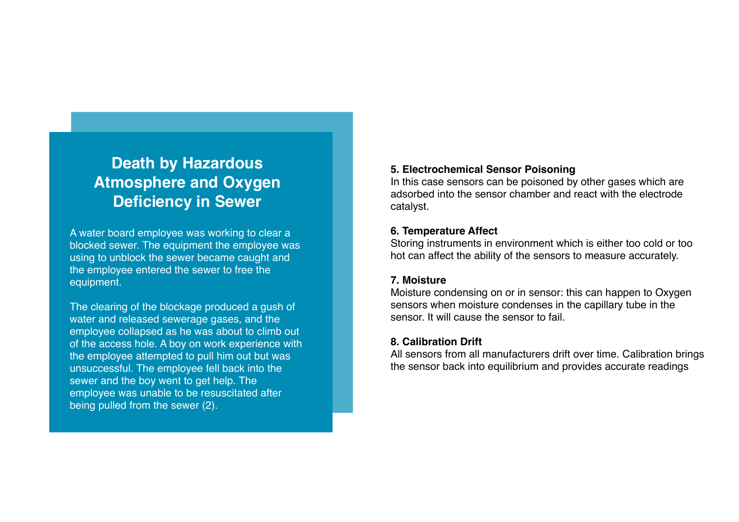## Death by Hazardous Atmosphere and Oxygen Deficiency in Sewer

A water board employee was working to clear a blocked sewer. The equipment the employee was using to unblock the sewer became caught and the employee entered the sewer to free the equipment.

The clearing of the blockage produced a gush of water and released sewerage gases, and the employee collapsed as he was about to climb out of the access hole. A boy on work experience with the employee attempted to pull him out but was unsuccessful. The employee fell back into the sewer and the boy went to get help. The employee was unable to be resuscitated after being pulled from the sewer (2).

**5. Electrochemical Sensor Poisoning**
In this case sensors can be poisoned by other gases which are adsorbed into the sensor chamber and react with the electrode catalyst.

**6. Temperature Affect**
Storing instruments in environment which is either too cold or too hot can affect the ability of the sensors to measure accurately.

**7. Moisture**
Moisture condensing on or in sensor: this can happen to Oxygen sensors when moisture condenses in the capillary tube in the sensor. It will cause the sensor to fail.

**8. Calibration Drift**
All sensors from all manufacturers drift over time. Calibration brings the sensor back into equilibrium and provides accurate readings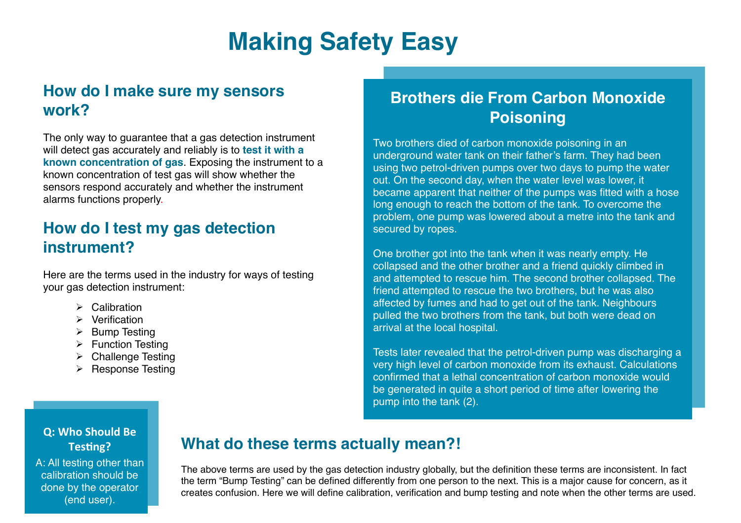# Making Safety Easy

## How do I make sure my sensors work?

The only way to guarantee that a gas detection instrument will detect gas accurately and reliably is to **test it with a known concentration of gas**. Exposing the instrument to a known concentration of test gas will show whether the sensors respond accurately and whether the instrument alarms functions properly.

## How do I test my gas detection instrument?

Here are the terms used in the industry for ways of testing your gas detection instrument:

- Calibration
- Verification
- Bump Testing
- Function Testing
- Challenge Testing
- Response Testing

## Brothers die From Carbon Monoxide Poisoning

Two brothers died of carbon monoxide poisoning in an underground water tank on their father's farm. They had been using two petrol-driven pumps over two days to pump the water out. On the second day, when the water level was lower, it became apparent that neither of the pumps was fitted with a hose long enough to reach the bottom of the tank. To overcome the problem, one pump was lowered about a metre into the tank and secured by ropes.

One brother got into the tank when it was nearly empty. He collapsed and the other brother and a friend quickly climbed in and attempted to rescue him. The second brother collapsed. The friend attempted to rescue the two brothers, but he was also affected by fumes and had to get out of the tank. Neighbours pulled the two brothers from the tank, but both were dead on arrival at the local hospital.

Tests later revealed that the petrol-driven pump was discharging a very high level of carbon monoxide from its exhaust. Calculations confirmed that a lethal concentration of carbon monoxide would be generated in quite a short period of time after lowering the pump into the tank (2).

**Q: Who Should Be Testing?**

A: All testing other than calibration should be done by the operator (end user).

## What do these terms actually mean?!

The above terms are used by the gas detection industry globally, but the definition these terms are inconsistent. In fact the term "Bump Testing" can be defined differently from one person to the next. This is a major cause for concern, as it creates confusion. Here we will define calibration, verification and bump testing and note when the other terms are used.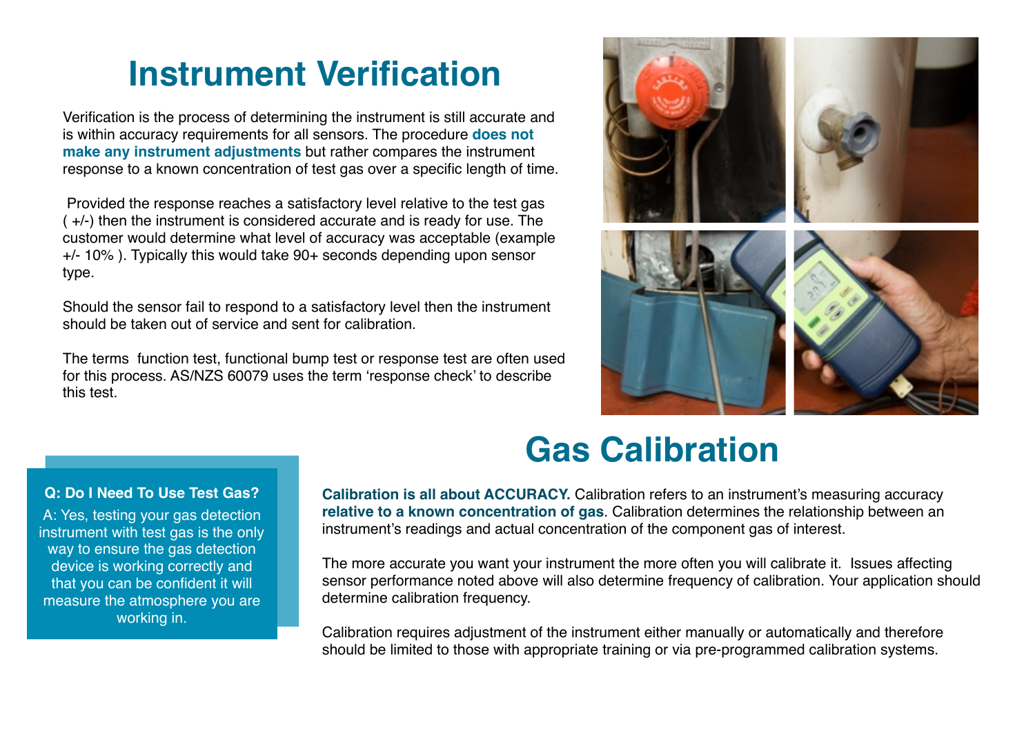# Instrument Verification

Verification is the process of determining the instrument is still accurate and is within accuracy requirements for all sensors. The procedure **does not make any instrument adjustments** but rather compares the instrument response to a known concentration of test gas over a specific length of time.

Provided the response reaches a satisfactory level relative to the test gas ( +/-) then the instrument is considered accurate and is ready for use. The customer would determine what level of accuracy was acceptable (example +/- 10% ). Typically this would take 90+ seconds depending upon sensor type.

Should the sensor fail to respond to a satisfactory level then the instrument should be taken out of service and sent for calibration.

The terms function test, functional bump test or response test are often used for this process. AS/NZS 60079 uses the term 'response check' to describe this test.

**Q: Do I Need To Use Test Gas?**

A: Yes, testing your gas detection instrument with test gas is the only way to ensure the gas detection device is working correctly and that you can be confident it will measure the atmosphere you are working in.

# Gas Calibration

**Calibration is all about ACCURACY.** Calibration refers to an instrument's measuring accuracy **relative to a known concentration of gas**. Calibration determines the relationship between an instrument's readings and actual concentration of the component gas of interest.

The more accurate you want your instrument the more often you will calibrate it. Issues affecting sensor performance noted above will also determine frequency of calibration. Your application should determine calibration frequency.

Calibration requires adjustment of the instrument either manually or automatically and therefore should be limited to those with appropriate training or via pre-programmed calibration systems.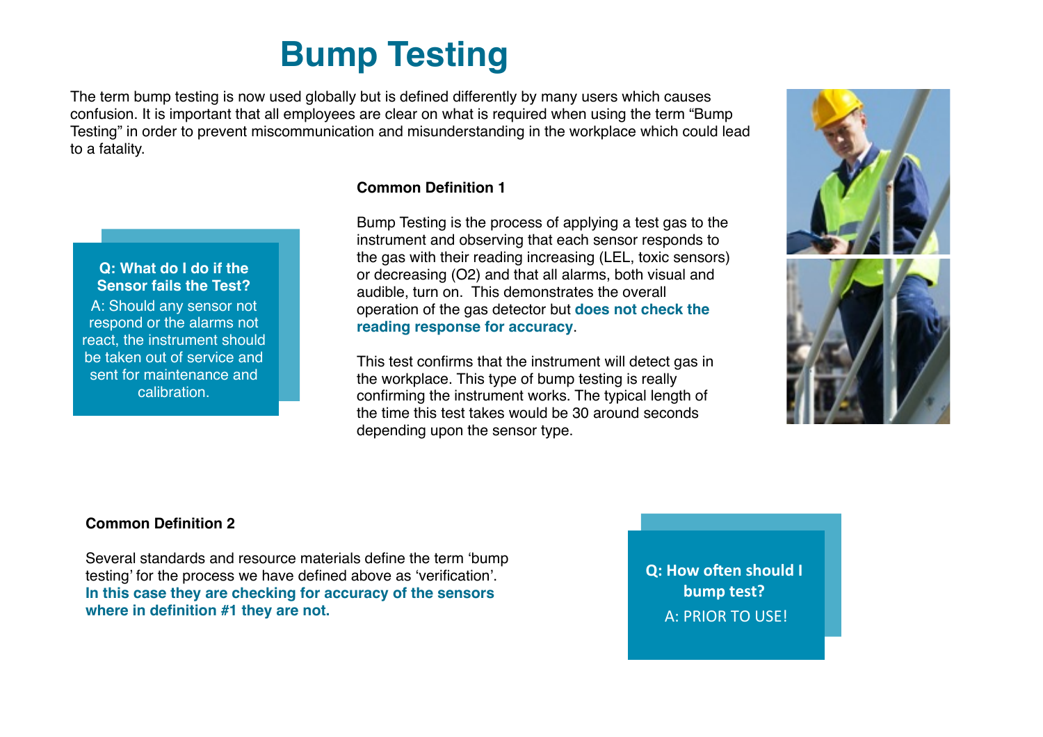# Bump Testing

The term bump testing is now used globally but is defined differently by many users which causes confusion. It is important that all employees are clear on what is required when using the term “Bump Testing” in order to prevent miscommunication and misunderstanding in the workplace which could lead to a fatality.

**Q: What do I do if the Sensor fails the Test?**

A: Should any sensor not respond or the alarms not react, the instrument should be taken out of service and sent for maintenance and calibration.

**Common Definition 1**

Bump Testing is the process of applying a test gas to the instrument and observing that each sensor responds to the gas with their reading increasing (LEL, toxic sensors) or decreasing (O2) and that all alarms, both visual and audible, turn on. This demonstrates the overall operation of the gas detector but **does not check the reading response for accuracy**.

This test confirms that the instrument will detect gas in the workplace. This type of bump testing is really confirming the instrument works. The typical length of the time this test takes would be 30 around seconds depending upon the sensor type.

**Common Definition 2**

Several standards and resource materials define the term ‘bump testing’ for the process we have defined above as ‘verification’. **In this case they are checking for accuracy of the sensors where in definition #1 they are not.**

**Q: How often should I bump test?**

A: PRIOR TO USE!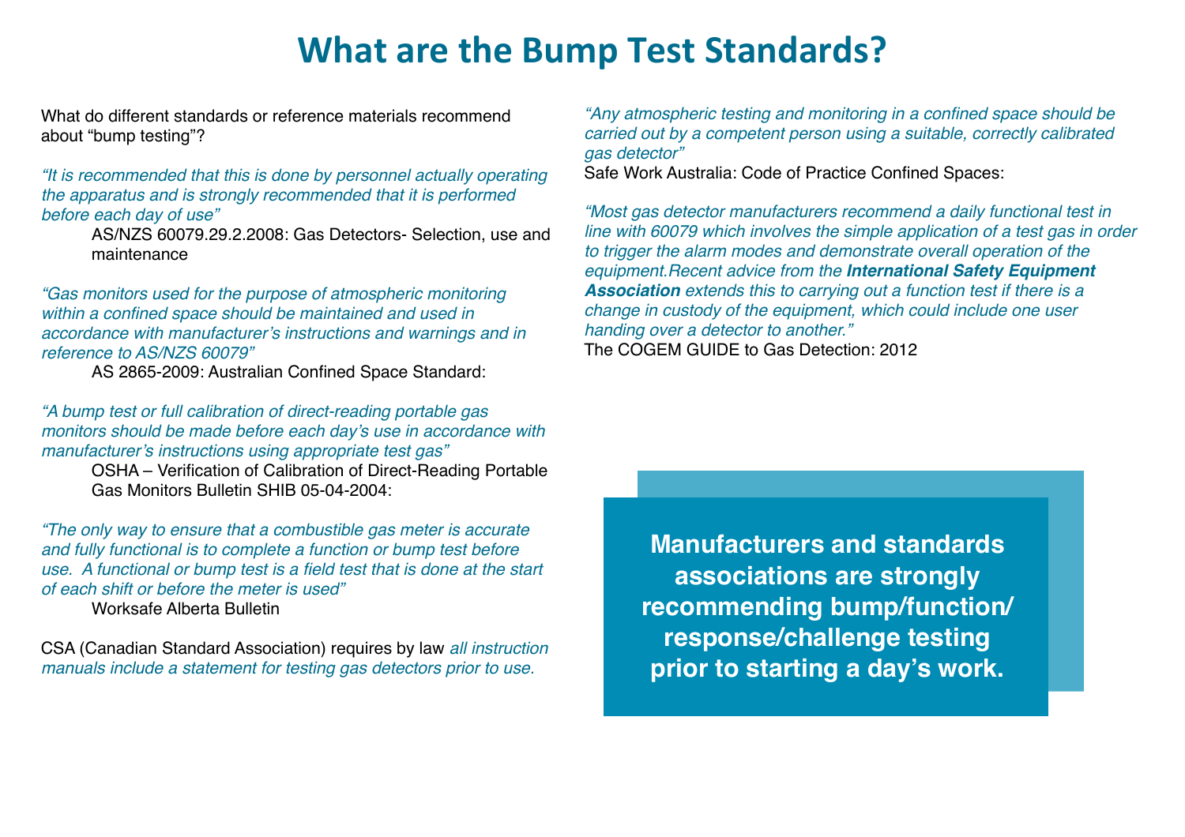# What are the Bump Test Standards?

What do different standards or reference materials recommend about "bump testing"?

*"It is recommended that this is done by personnel actually operating the apparatus and is strongly recommended that it is performed before each day of use"*

AS/NZS 60079.29.2.2008: Gas Detectors- Selection, use and maintenance

*"Gas monitors used for the purpose of atmospheric monitoring within a confined space should be maintained and used in accordance with manufacturer's instructions and warnings and in reference to AS/NZS 60079"*

AS 2865-2009: Australian Confined Space Standard:

*"A bump test or full calibration of direct-reading portable gas monitors should be made before each day's use in accordance with manufacturer's instructions using appropriate test gas"*

OSHA – Verification of Calibration of Direct-Reading Portable Gas Monitors Bulletin SHIB 05-04-2004:

*"The only way to ensure that a combustible gas meter is accurate and fully functional is to complete a function or bump test before use. A functional or bump test is a field test that is done at the start of each shift or before the meter is used"*

Worksafe Alberta Bulletin

CSA (Canadian Standard Association) requires by law *all instruction manuals include a statement for testing gas detectors prior to use.*

*"Any atmospheric testing and monitoring in a confined space should be carried out by a competent person using a suitable, correctly calibrated gas detector"*

Safe Work Australia: Code of Practice Confined Spaces:

*"Most gas detector manufacturers recommend a daily functional test in line with 60079 which involves the simple application of a test gas in order to trigger the alarm modes and demonstrate overall operation of the equipment.Recent advice from the **International Safety Equipment Association** extends this to carrying out a function test if there is a change in custody of the equipment, which could include one user handing over a detector to another."*

The COGEM GUIDE to Gas Detection: 2012

**Manufacturers and standards associations are strongly recommending bump/function/response/challenge testing prior to starting a day's work.**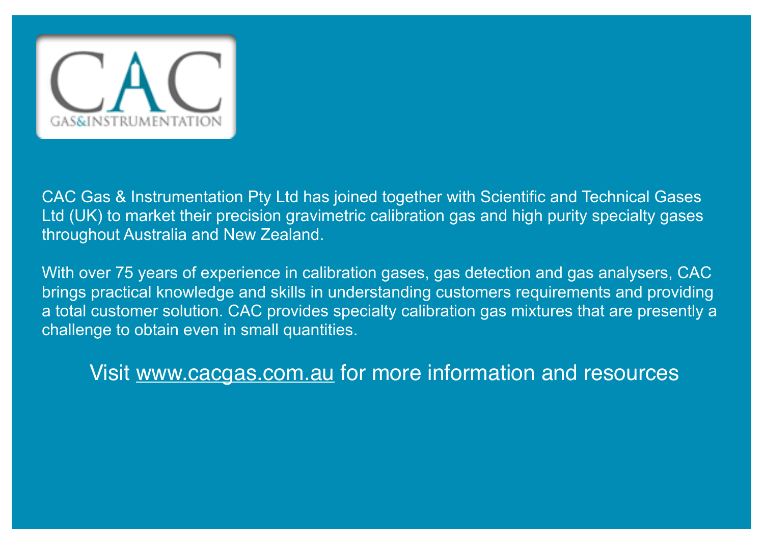CAC

GAS&INSTRUMENTATION

CAC Gas & Instrumentation Pty Ltd has joined together with Scientific and Technical Gases Ltd (UK) to market their precision gravimetric calibration gas and high purity specialty gases throughout Australia and New Zealand.

With over 75 years of experience in calibration gases, gas detection and gas analysers, CAC brings practical knowledge and skills in understanding customers requirements and providing a total customer solution. CAC provides specialty calibration gas mixtures that are presently a challenge to obtain even in small quantities.

Visit [www.cacgas.com.au](http://www.cacgas.com.au) for more information and resources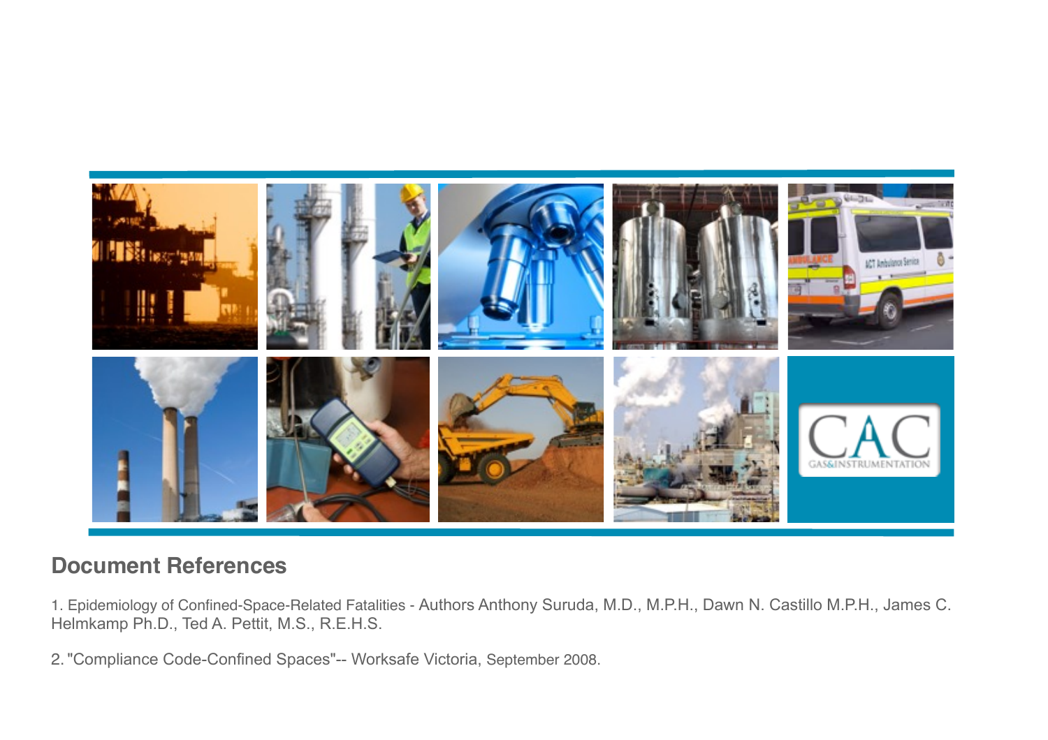## Document References

1. Epidemiology of Confined-Space-Related Fatalities - Authors Anthony Suruda, M.D., M.P.H., Dawn N. Castillo M.P.H., James C. Helmkamp Ph.D., Ted A. Pettit, M.S., R.E.H.S.

2. "Compliance Code-Confined Spaces"-- Worksafe Victoria, September 2008.